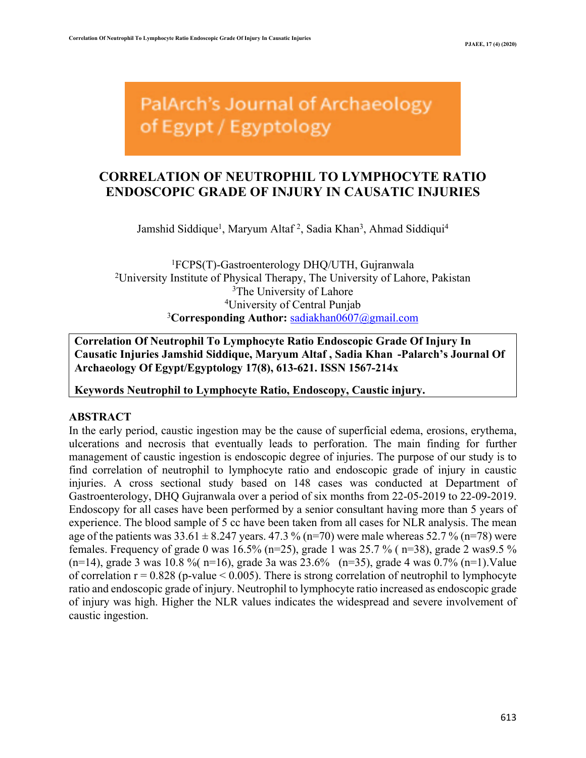PalArch's Journal of Archaeology of Egypt / Egyptology

# CORRELATION OF NEUTROPHIL TO LYMPHOCYTE RATIO ENDOSCOPIC GRADE OF INJURY IN CAUSATIC INJURIES

Jamshid Siddique[1], Maryum Altaf [2], Sadia Khan[3], Ahmad Siddiqui[4]

[1]FCPS(T)-Gastroenterology DHQ/UTH, Gujranwala
[2]University Institute of Physical Therapy, The University of Lahore, Pakistan
[3]The University of Lahore
[4]University of Central Punjab
[3]**Corresponding Author:** sadiakhan0607@gmail.com

**Correlation Of Neutrophil To Lymphocyte Ratio Endoscopic Grade Of Injury In Causatic Injuries Jamshid Siddique, Maryum Altaf , Sadia Khan -Palarch's Journal Of Archaeology Of Egypt/Egyptology 17(8), 613-621. ISSN 1567-214x**

**Keywords Neutrophil to Lymphocyte Ratio, Endoscopy, Caustic injury.**

## ABSTRACT

In the early period, caustic ingestion may be the cause of superficial edema, erosions, erythema, ulcerations and necrosis that eventually leads to perforation. The main finding for further management of caustic ingestion is endoscopic degree of injuries. The purpose of our study is to find correlation of neutrophil to lymphocyte ratio and endoscopic grade of injury in caustic injuries. A cross sectional study based on 148 cases was conducted at Department of Gastroenterology, DHQ Gujranwala over a period of six months from 22-05-2019 to 22-09-2019. Endoscopy for all cases have been performed by a senior consultant having more than 5 years of experience. The blood sample of 5 cc have been taken from all cases for NLR analysis. The mean age of the patients was 33.61 ± 8.247 years. 47.3 % (n=70) were male whereas 52.7 % (n=78) were females. Frequency of grade 0 was 16.5% (n=25), grade 1 was 25.7 % ( n=38), grade 2 was9.5 % (n=14), grade 3 was 10.8 %( n=16), grade 3a was 23.6% (n=35), grade 4 was 0.7% (n=1).Value of correlation r = 0.828 (p-value < 0.005). There is strong correlation of neutrophil to lymphocyte ratio and endoscopic grade of injury. Neutrophil to lymphocyte ratio increased as endoscopic grade of injury was high. Higher the NLR values indicates the widespread and severe involvement of caustic ingestion.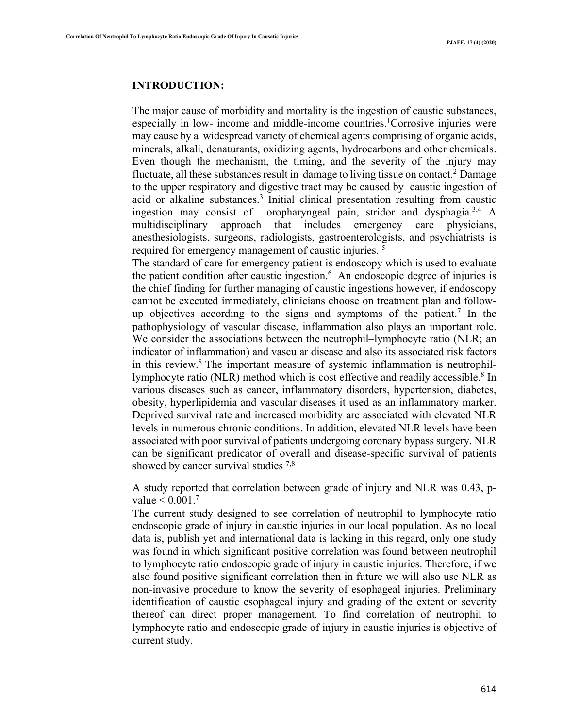## INTRODUCTION:

The major cause of morbidity and mortality is the ingestion of caustic substances, especially in low- income and middle-income countries.[1]Corrosive injuries were may cause by a widespread variety of chemical agents comprising of organic acids, minerals, alkali, denaturants, oxidizing agents, hydrocarbons and other chemicals. Even though the mechanism, the timing, and the severity of the injury may fluctuate, all these substances result in damage to living tissue on contact.[2] Damage to the upper respiratory and digestive tract may be caused by caustic ingestion of acid or alkaline substances.[3] Initial clinical presentation resulting from caustic ingestion may consist of oropharyngeal pain, stridor and dysphagia.[3,4] A multidisciplinary approach that includes emergency care physicians, anesthesiologists, surgeons, radiologists, gastroenterologists, and psychiatrists is required for emergency management of caustic injuries. [5]

The standard of care for emergency patient is endoscopy which is used to evaluate the patient condition after caustic ingestion.[6] An endoscopic degree of injuries is the chief finding for further managing of caustic ingestions however, if endoscopy cannot be executed immediately, clinicians choose on treatment plan and follow-up objectives according to the signs and symptoms of the patient.[7] In the pathophysiology of vascular disease, inflammation also plays an important role. We consider the associations between the neutrophil–lymphocyte ratio (NLR; an indicator of inflammation) and vascular disease and also its associated risk factors in this review.[8] The important measure of systemic inflammation is neutrophil-lymphocyte ratio (NLR) method which is cost effective and readily accessible.[8] In various diseases such as cancer, inflammatory disorders, hypertension, diabetes, obesity, hyperlipidemia and vascular diseases it used as an inflammatory marker. Deprived survival rate and increased morbidity are associated with elevated NLR levels in numerous chronic conditions. In addition, elevated NLR levels have been associated with poor survival of patients undergoing coronary bypass surgery. NLR can be significant predicator of overall and disease-specific survival of patients showed by cancer survival studies [7,8]

A study reported that correlation between grade of injury and NLR was 0.43, p-value $< 0.001$.[7]

The current study designed to see correlation of neutrophil to lymphocyte ratio endoscopic grade of injury in caustic injuries in our local population. As no local data is, publish yet and international data is lacking in this regard, only one study was found in which significant positive correlation was found between neutrophil to lymphocyte ratio endoscopic grade of injury in caustic injuries. Therefore, if we also found positive significant correlation then in future we will also use NLR as non-invasive procedure to know the severity of esophageal injuries. Preliminary identification of caustic esophageal injury and grading of the extent or severity thereof can direct proper management. To find correlation of neutrophil to lymphocyte ratio and endoscopic grade of injury in caustic injuries is objective of current study.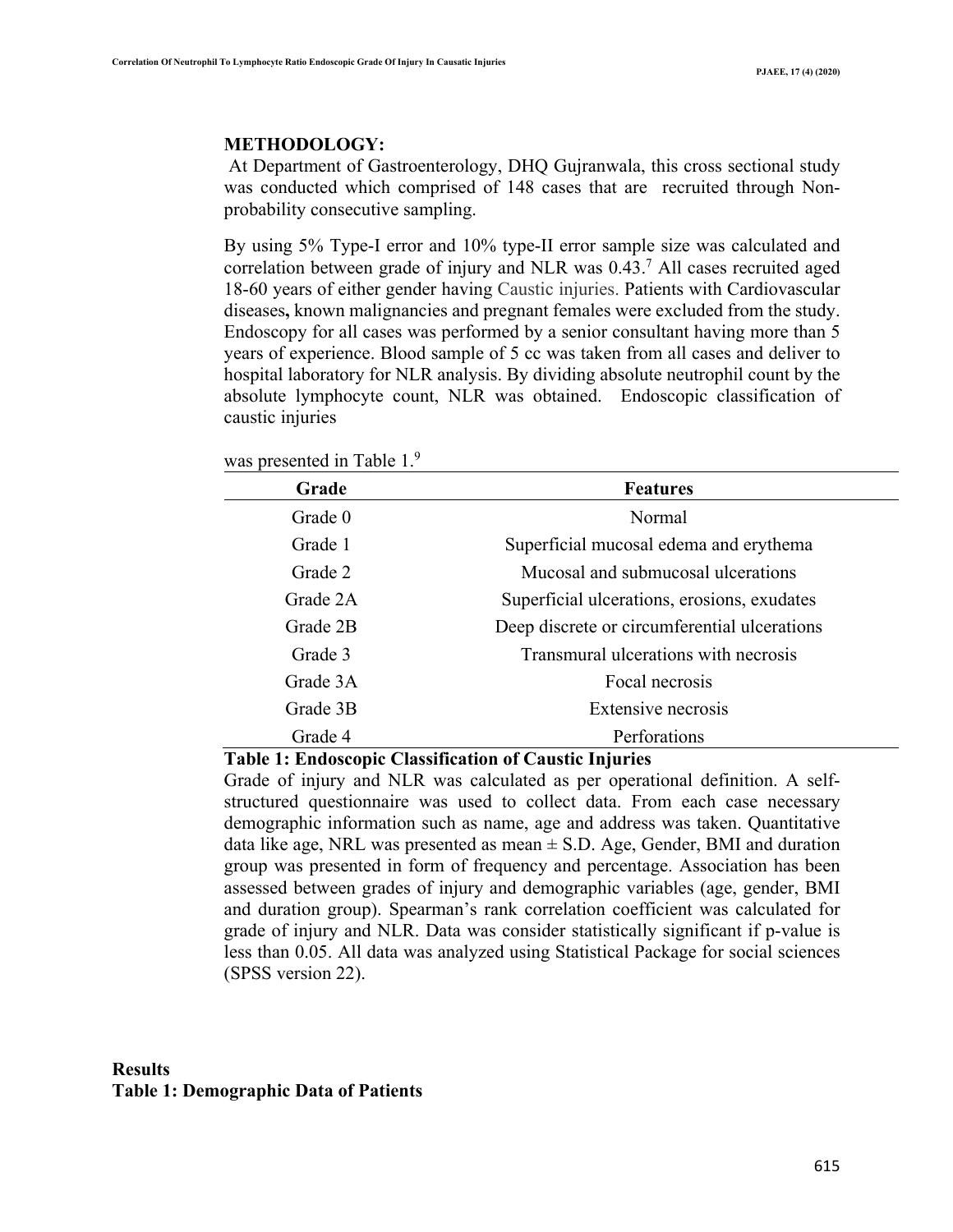## METHODOLOGY:

At Department of Gastroenterology, DHQ Gujranwala, this cross sectional study was conducted which comprised of 148 cases that are recruited through Non-probability consecutive sampling.

By using 5% Type-I error and 10% type-II error sample size was calculated and correlation between grade of injury and NLR was 0.43.[7] All cases recruited aged 18-60 years of either gender having Caustic injuries. Patients with Cardiovascular diseases**,** known malignancies and pregnant females were excluded from the study. Endoscopy for all cases was performed by a senior consultant having more than 5 years of experience. Blood sample of 5 cc was taken from all cases and deliver to hospital laboratory for NLR analysis. By dividing absolute neutrophil count by the absolute lymphocyte count, NLR was obtained. Endoscopic classification of caustic injuries

was presented in Table 1.[9]

| Grade | Features |
|---|---|
| Grade 0 | Normal |
| Grade 1 | Superficial mucosal edema and erythema |
| Grade 2 | Mucosal and submucosal ulcerations |
| Grade 2A | Superficial ulcerations, erosions, exudates |
| Grade 2B | Deep discrete or circumferential ulcerations |
| Grade 3 | Transmural ulcerations with necrosis |
| Grade 3A | Focal necrosis |
| Grade 3B | Extensive necrosis |
| Grade 4 | Perforations |

**Table 1: Endoscopic Classification of Caustic Injuries**

Grade of injury and NLR was calculated as per operational definition. A self-structured questionnaire was used to collect data. From each case necessary demographic information such as name, age and address was taken. Quantitative data like age, NRL was presented as mean ± S.D. Age, Gender, BMI and duration group was presented in form of frequency and percentage. Association has been assessed between grades of injury and demographic variables (age, gender, BMI and duration group). Spearman's rank correlation coefficient was calculated for grade of injury and NLR. Data was consider statistically significant if p-value is less than 0.05. All data was analyzed using Statistical Package for social sciences (SPSS version 22).

## Results

**Table 1: Demographic Data of Patients**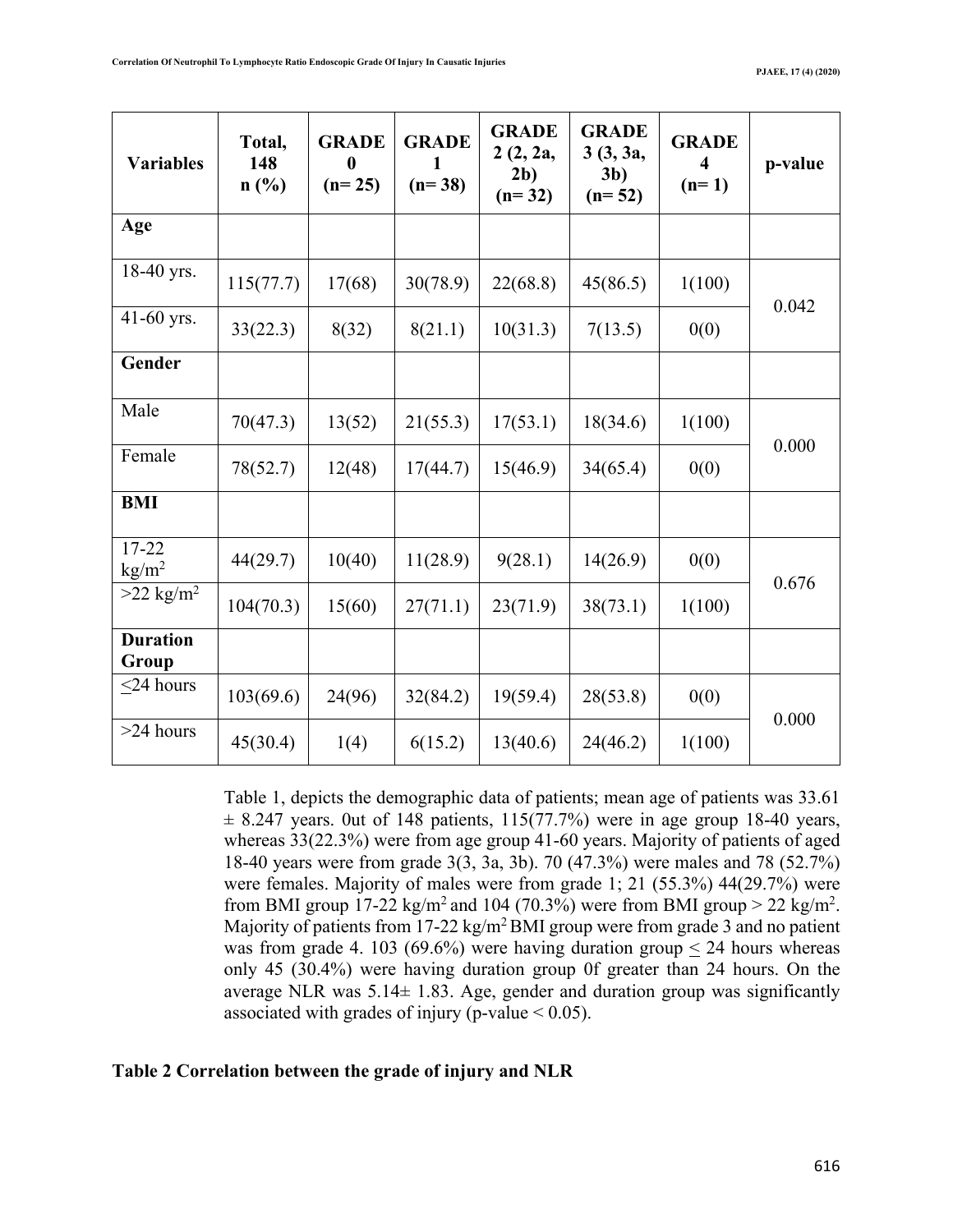| Variables | Total, 148 n (%) | GRADE 0 (n= 25) | GRADE 1 (n= 38) | GRADE 2 (2, 2a, 2b) (n= 32) | GRADE 3 (3, 3a, 3b) (n= 52) | GRADE 4 (n= 1) | p-value |
|---|---|---|---|---|---|---|---|
| **Age** | | | | | | | |
| 18-40 yrs. | 115(77.7) | 17(68) | 30(78.9) | 22(68.8) | 45(86.5) | 1(100) | 0.042 |
| 41-60 yrs. | 33(22.3) | 8(32) | 8(21.1) | 10(31.3) | 7(13.5) | 0(0) | |
| **Gender** | | | | | | | |
| Male | 70(47.3) | 13(52) | 21(55.3) | 17(53.1) | 18(34.6) | 1(100) | 0.000 |
| Female | 78(52.7) | 12(48) | 17(44.7) | 15(46.9) | 34(65.4) | 0(0) | |
| **BMI** | | | | | | | |
| 17-22 $kg/m^2$ | 44(29.7) | 10(40) | 11(28.9) | 9(28.1) | 14(26.9) | 0(0) | 0.676 |
| >22 $kg/m^2$ | 104(70.3) | 15(60) | 27(71.1) | 23(71.9) | 38(73.1) | 1(100) | |
| **Duration Group** | | | | | | | |
| ≤24 hours | 103(69.6) | 24(96) | 32(84.2) | 19(59.4) | 28(53.8) | 0(0) | 0.000 |
| >24 hours | 45(30.4) | 1(4) | 6(15.2) | 13(40.6) | 24(46.2) | 1(100) | |

Table 1, depicts the demographic data of patients; mean age of patients was 33.61 ± 8.247 years. 0ut of 148 patients, 115(77.7%) were in age group 18-40 years, whereas 33(22.3%) were from age group 41-60 years. Majority of patients of aged 18-40 years were from grade 3(3, 3a, 3b). 70 (47.3%) were males and 78 (52.7%) were females. Majority of males were from grade 1; 21 (55.3%) 44(29.7%) were from BMI group 17-22 $kg/m^2$ and 104 (70.3%) were from BMI group > 22 $kg/m^2$. Majority of patients from 17-22 $kg/m^2$ BMI group were from grade 3 and no patient was from grade 4. 103 (69.6%) were having duration group ≤ 24 hours whereas only 45 (30.4%) were having duration group 0f greater than 24 hours. On the average NLR was 5.14± 1.83. Age, gender and duration group was significantly associated with grades of injury (p-value < 0.05).

**Table 2 Correlation between the grade of injury and NLR**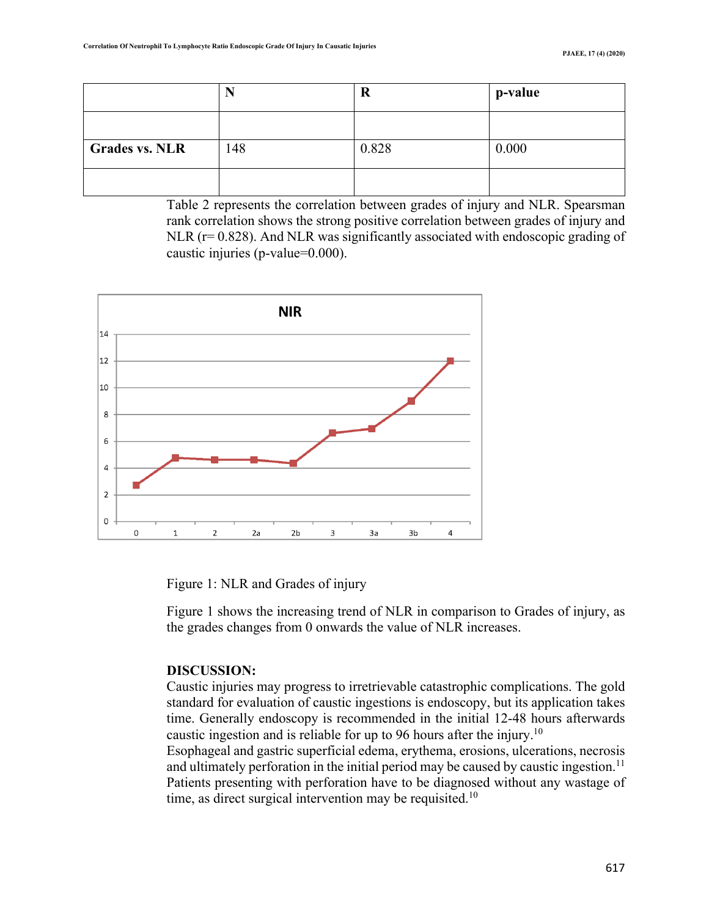| | N | R | p-value |
|---|---|---|---|
| | | | |
| **Grades vs. NLR** | 148 | 0.828 | 0.000 |
| | | | |

Table 2 represents the correlation between grades of injury and NLR. Spearsman rank correlation shows the strong positive correlation between grades of injury and NLR (r= 0.828). And NLR was significantly associated with endoscopic grading of caustic injuries (p-value=0.000).

Figure 1: NLR and Grades of injury

Figure 1 shows the increasing trend of NLR in comparison to Grades of injury, as the grades changes from 0 onwards the value of NLR increases.

**DISCUSSION:**

Caustic injuries may progress to irretrievable catastrophic complications. The gold standard for evaluation of caustic ingestions is endoscopy, but its application takes time. Generally endoscopy is recommended in the initial 12-48 hours afterwards caustic ingestion and is reliable for up to 96 hours after the injury.[10]

Esophageal and gastric superficial edema, erythema, erosions, ulcerations, necrosis and ultimately perforation in the initial period may be caused by caustic ingestion.[11] Patients presenting with perforation have to be diagnosed without any wastage of time, as direct surgical intervention may be requisited.[10]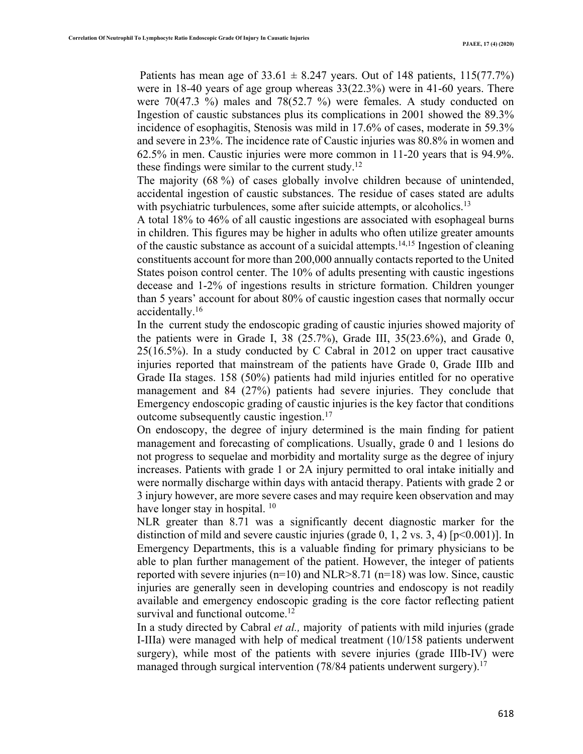Patients has mean age of 33.61 ± 8.247 years. Out of 148 patients, 115(77.7%) were in 18-40 years of age group whereas 33(22.3%) were in 41-60 years. There were 70(47.3 %) males and 78(52.7 %) were females. A study conducted on Ingestion of caustic substances plus its complications in 2001 showed the 89.3% incidence of esophagitis, Stenosis was mild in 17.6% of cases, moderate in 59.3% and severe in 23%. The incidence rate of Caustic injuries was 80.8% in women and 62.5% in men. Caustic injuries were more common in 11-20 years that is 94.9%. these findings were similar to the current study.[12]

The majority (68 %) of cases globally involve children because of unintended, accidental ingestion of caustic substances. The residue of cases stated are adults with psychiatric turbulences, some after suicide attempts, or alcoholics.[13]

A total 18% to 46% of all caustic ingestions are associated with esophageal burns in children. This figures may be higher in adults who often utilize greater amounts of the caustic substance as account of a suicidal attempts.[14,15] Ingestion of cleaning constituents account for more than 200,000 annually contacts reported to the United States poison control center. The 10% of adults presenting with caustic ingestions decease and 1-2% of ingestions results in stricture formation. Children younger than 5 years' account for about 80% of caustic ingestion cases that normally occur accidentally.[16]

In the current study the endoscopic grading of caustic injuries showed majority of the patients were in Grade I, 38 (25.7%), Grade III, 35(23.6%), and Grade 0, 25(16.5%). In a study conducted by C Cabral in 2012 on upper tract causative injuries reported that mainstream of the patients have Grade 0, Grade IIIb and Grade IIa stages. 158 (50%) patients had mild injuries entitled for no operative management and 84 (27%) patients had severe injuries. They conclude that Emergency endoscopic grading of caustic injuries is the key factor that conditions outcome subsequently caustic ingestion.[17]

On endoscopy, the degree of injury determined is the main finding for patient management and forecasting of complications. Usually, grade 0 and 1 lesions do not progress to sequelae and morbidity and mortality surge as the degree of injury increases. Patients with grade 1 or 2A injury permitted to oral intake initially and were normally discharge within days with antacid therapy. Patients with grade 2 or 3 injury however, are more severe cases and may require keen observation and may have longer stay in hospital. [10]

NLR greater than 8.71 was a significantly decent diagnostic marker for the distinction of mild and severe caustic injuries (grade 0, 1, 2 vs. 3, 4) [p<0.001)]. In Emergency Departments, this is a valuable finding for primary physicians to be able to plan further management of the patient. However, the integer of patients reported with severe injuries (n=10) and NLR>8.71 (n=18) was low. Since, caustic injuries are generally seen in developing countries and endoscopy is not readily available and emergency endoscopic grading is the core factor reflecting patient survival and functional outcome.[12]

In a study directed by Cabral *et al.,* majority of patients with mild injuries (grade I-IIIa) were managed with help of medical treatment (10/158 patients underwent surgery), while most of the patients with severe injuries (grade IIIb-IV) were managed through surgical intervention (78/84 patients underwent surgery).[17]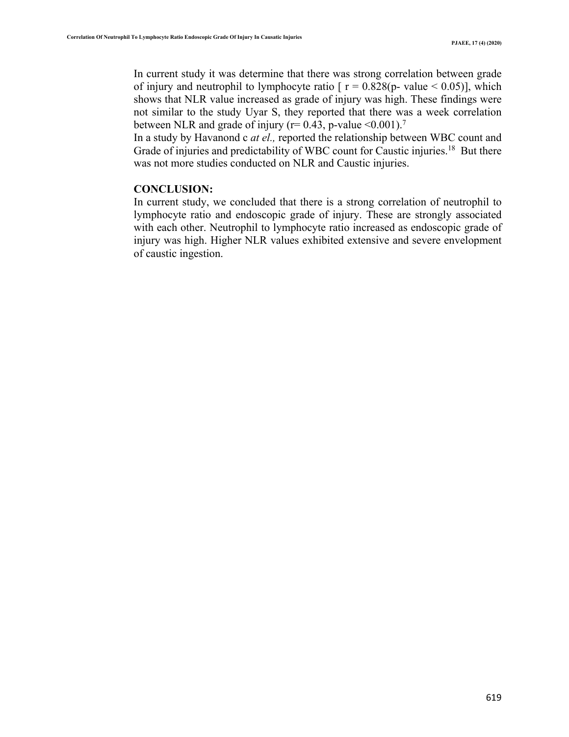In current study it was determine that there was strong correlation between grade of injury and neutrophil to lymphocyte ratio [ $r = 0.828$($p$- value $< 0.05$)], which shows that NLR value increased as grade of injury was high. These findings were not similar to the study Uyar S, they reported that there was a week correlation between NLR and grade of injury ($r = 0.43$, p-value $<0.001$).[7]

In a study by Havanond c *at el.,* reported the relationship between WBC count and Grade of injuries and predictability of WBC count for Caustic injuries.[18] But there was not more studies conducted on NLR and Caustic injuries.

**CONCLUSION:**

In current study, we concluded that there is a strong correlation of neutrophil to lymphocyte ratio and endoscopic grade of injury. These are strongly associated with each other. Neutrophil to lymphocyte ratio increased as endoscopic grade of injury was high. Higher NLR values exhibited extensive and severe envelopment of caustic ingestion.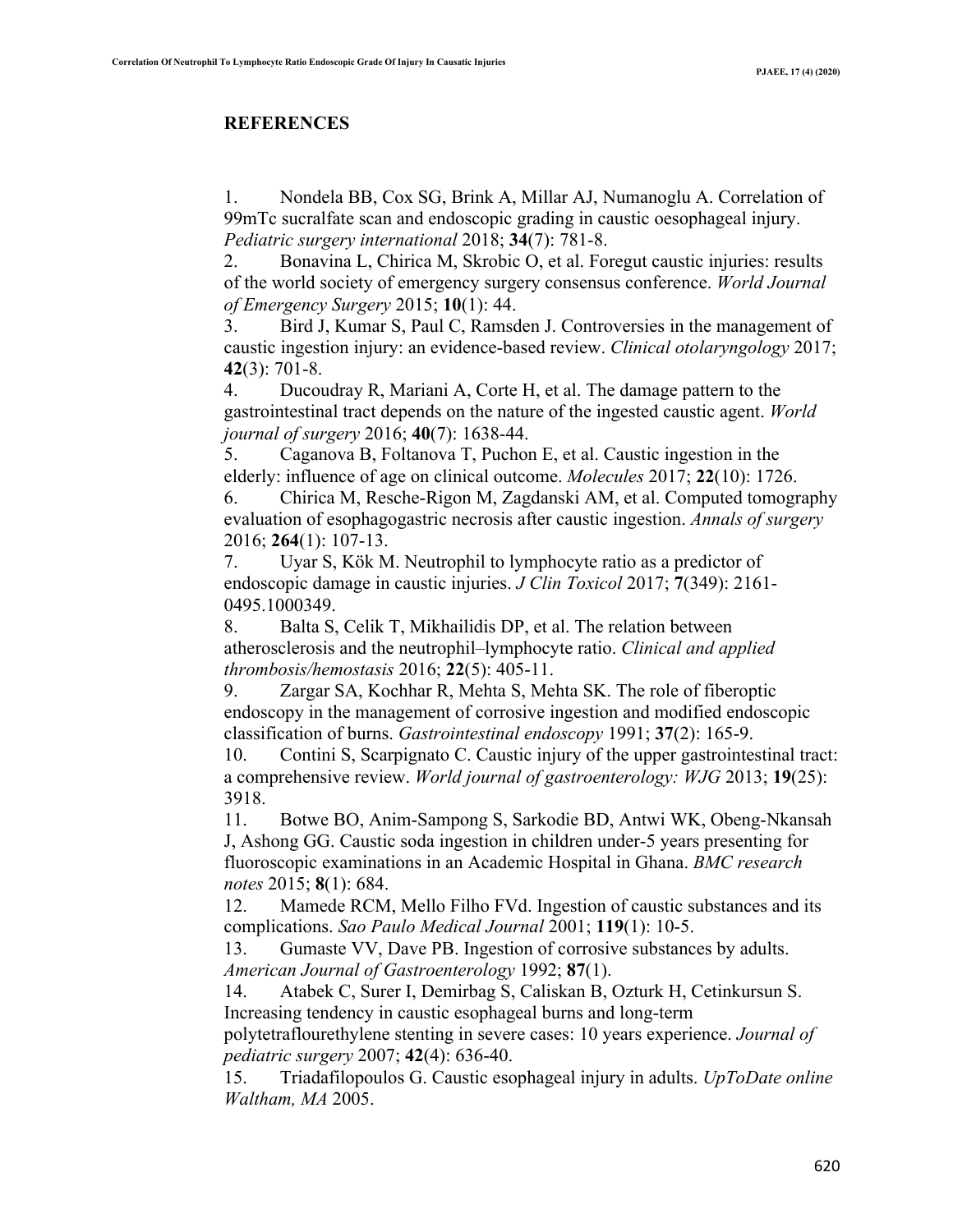## REFERENCES

1. Nondela BB, Cox SG, Brink A, Millar AJ, Numanoglu A. Correlation of 99mTc sucralfate scan and endoscopic grading in caustic oesophageal injury. *Pediatric surgery international* 2018; **34**(7): 781-8.
2. Bonavina L, Chirica M, Skrobic O, et al. Foregut caustic injuries: results of the world society of emergency surgery consensus conference. *World Journal of Emergency Surgery* 2015; **10**(1): 44.
3. Bird J, Kumar S, Paul C, Ramsden J. Controversies in the management of caustic ingestion injury: an evidence-based review. *Clinical otolaryngology* 2017; **42**(3): 701-8.
4. Ducoudray R, Mariani A, Corte H, et al. The damage pattern to the gastrointestinal tract depends on the nature of the ingested caustic agent. *World journal of surgery* 2016; **40**(7): 1638-44.
5. Caganova B, Foltanova T, Puchon E, et al. Caustic ingestion in the elderly: influence of age on clinical outcome. *Molecules* 2017; **22**(10): 1726.
6. Chirica M, Resche-Rigon M, Zagdanski AM, et al. Computed tomography evaluation of esophagogastric necrosis after caustic ingestion. *Annals of surgery* 2016; **264**(1): 107-13.
7. Uyar S, Kök M. Neutrophil to lymphocyte ratio as a predictor of endoscopic damage in caustic injuries. *J Clin Toxicol* 2017; **7**(349): 2161-0495.1000349.
8. Balta S, Celik T, Mikhailidis DP, et al. The relation between atherosclerosis and the neutrophil–lymphocyte ratio. *Clinical and applied thrombosis/hemostasis* 2016; **22**(5): 405-11.
9. Zargar SA, Kochhar R, Mehta S, Mehta SK. The role of fiberoptic endoscopy in the management of corrosive ingestion and modified endoscopic classification of burns. *Gastrointestinal endoscopy* 1991; **37**(2): 165-9.
10. Contini S, Scarpignato C. Caustic injury of the upper gastrointestinal tract: a comprehensive review. *World journal of gastroenterology: WJG* 2013; **19**(25): 3918.
11. Botwe BO, Anim-Sampong S, Sarkodie BD, Antwi WK, Obeng-Nkansah J, Ashong GG. Caustic soda ingestion in children under-5 years presenting for fluoroscopic examinations in an Academic Hospital in Ghana. *BMC research notes* 2015; **8**(1): 684.
12. Mamede RCM, Mello Filho FVd. Ingestion of caustic substances and its complications. *Sao Paulo Medical Journal* 2001; **119**(1): 10-5.
13. Gumaste VV, Dave PB. Ingestion of corrosive substances by adults. *American Journal of Gastroenterology* 1992; **87**(1).
14. Atabek C, Surer I, Demirbag S, Caliskan B, Ozturk H, Cetinkursun S. Increasing tendency in caustic esophageal burns and long-term polytetraflourethylene stenting in severe cases: 10 years experience. *Journal of pediatric surgery* 2007; **42**(4): 636-40.
15. Triadafilopoulos G. Caustic esophageal injury in adults. *UpToDate online Waltham, MA* 2005.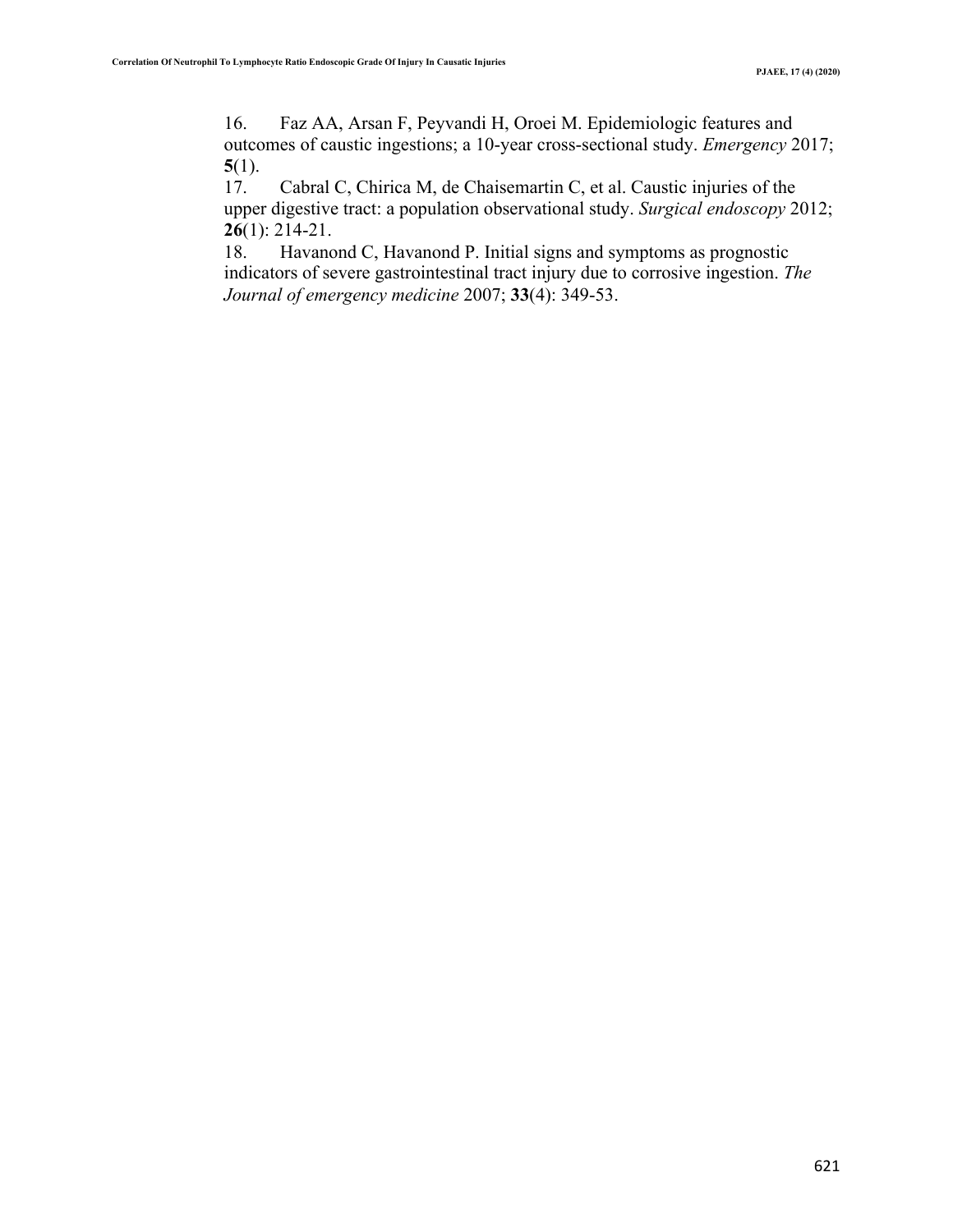16. Faz AA, Arsan F, Peyvandi H, Oroei M. Epidemiologic features and outcomes of caustic ingestions; a 10-year cross-sectional study. *Emergency* 2017; **5**(1).

17. Cabral C, Chirica M, de Chaisemartin C, et al. Caustic injuries of the upper digestive tract: a population observational study. *Surgical endoscopy* 2012; **26**(1): 214-21.

18. Havanond C, Havanond P. Initial signs and symptoms as prognostic indicators of severe gastrointestinal tract injury due to corrosive ingestion. *The Journal of emergency medicine* 2007; **33**(4): 349-53.